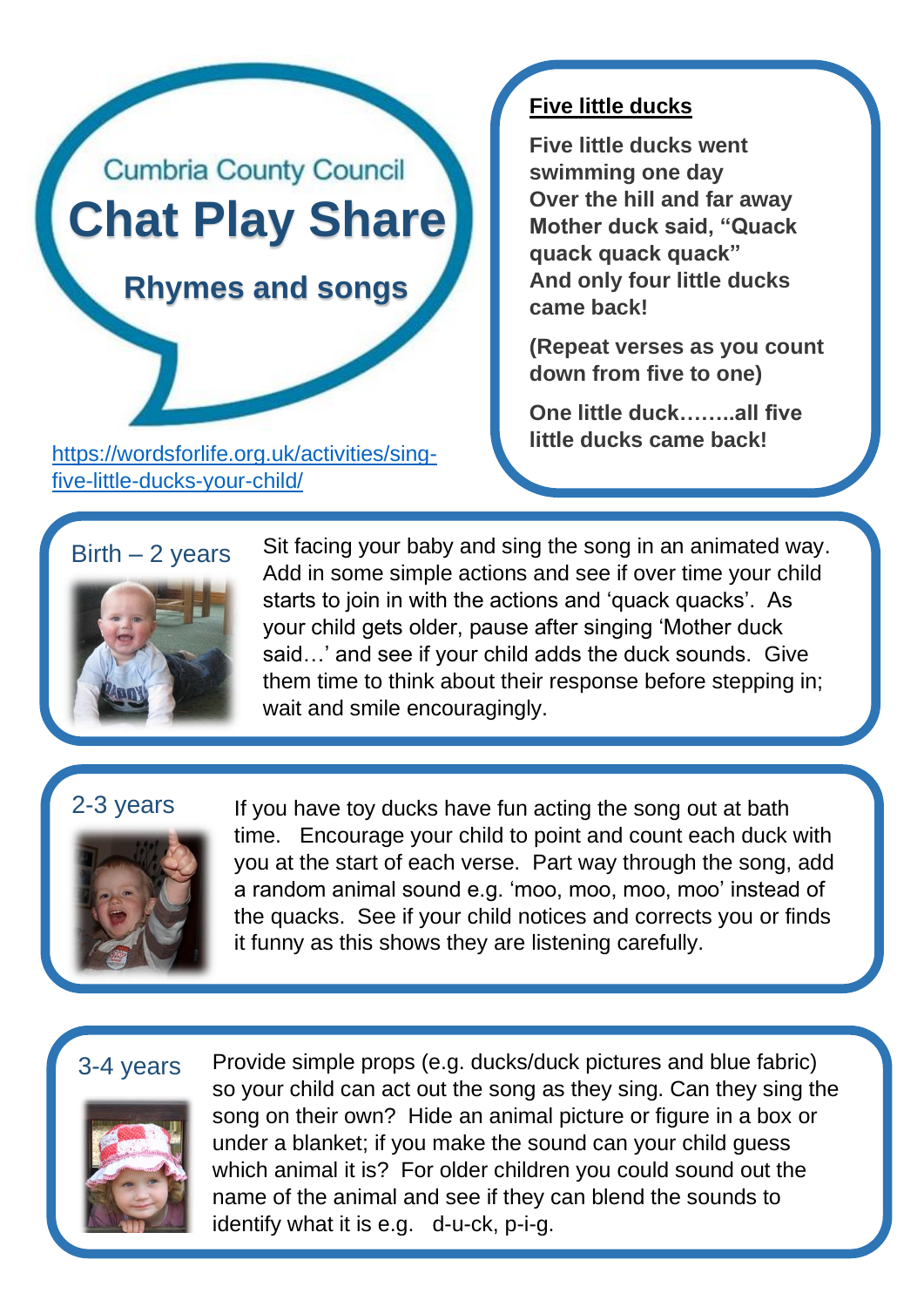Cumbria County Council

# Chat Play Share

## Rhymes and songs

https://wordsforlife.org.uk/activities/sing-five-little-ducks-your-child/

### Five little ducks

**Five little ducks went swimming one day**
**Over the hill and far away**
**Mother duck said, "Quack quack quack quack"**
**And only four little ducks came back!**

**(Repeat verses as you count down from five to one)**

**One little duck……..all five little ducks came back!**

### Birth – 2 years

Sit facing your baby and sing the song in an animated way. Add in some simple actions and see if over time your child starts to join in with the actions and 'quack quacks'. As your child gets older, pause after singing 'Mother duck said…' and see if your child adds the duck sounds. Give them time to think about their response before stepping in; wait and smile encouragingly.

### 2-3 years

If you have toy ducks have fun acting the song out at bath time. Encourage your child to point and count each duck with you at the start of each verse. Part way through the song, add a random animal sound e.g. 'moo, moo, moo, moo' instead of the quacks. See if your child notices and corrects you or finds it funny as this shows they are listening carefully.

### 3-4 years

Provide simple props (e.g. ducks/duck pictures and blue fabric) so your child can act out the song as they sing. Can they sing the song on their own? Hide an animal picture or figure in a box or under a blanket; if you make the sound can your child guess which animal it is? For older children you could sound out the name of the animal and see if they can blend the sounds to identify what it is e.g. d-u-ck, p-i-g.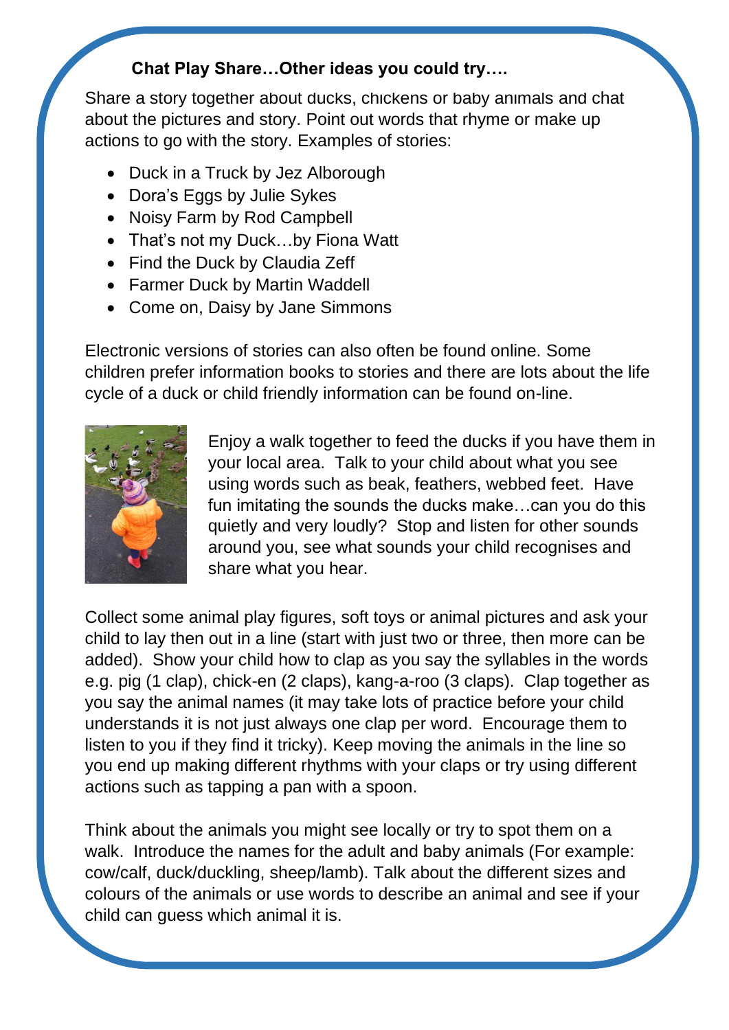## Chat Play Share…Other ideas you could try….

Share a story together about ducks, chickens or baby animals and chat about the pictures and story. Point out words that rhyme or make up actions to go with the story. Examples of stories:

- Duck in a Truck by Jez Alborough
- Dora's Eggs by Julie Sykes
- Noisy Farm by Rod Campbell
- That's not my Duck…by Fiona Watt
- Find the Duck by Claudia Zeff
- Farmer Duck by Martin Waddell
- Come on, Daisy by Jane Simmons

Electronic versions of stories can also often be found online. Some children prefer information books to stories and there are lots about the life cycle of a duck or child friendly information can be found on-line.

Enjoy a walk together to feed the ducks if you have them in your local area. Talk to your child about what you see using words such as beak, feathers, webbed feet. Have fun imitating the sounds the ducks make…can you do this quietly and very loudly? Stop and listen for other sounds around you, see what sounds your child recognises and share what you hear.

Collect some animal play figures, soft toys or animal pictures and ask your child to lay then out in a line (start with just two or three, then more can be added). Show your child how to clap as you say the syllables in the words e.g. pig (1 clap), chick-en (2 claps), kang-a-roo (3 claps). Clap together as you say the animal names (it may take lots of practice before your child understands it is not just always one clap per word. Encourage them to listen to you if they find it tricky). Keep moving the animals in the line so you end up making different rhythms with your claps or try using different actions such as tapping a pan with a spoon.

Think about the animals you might see locally or try to spot them on a walk. Introduce the names for the adult and baby animals (For example: cow/calf, duck/duckling, sheep/lamb). Talk about the different sizes and colours of the animals or use words to describe an animal and see if your child can guess which animal it is.